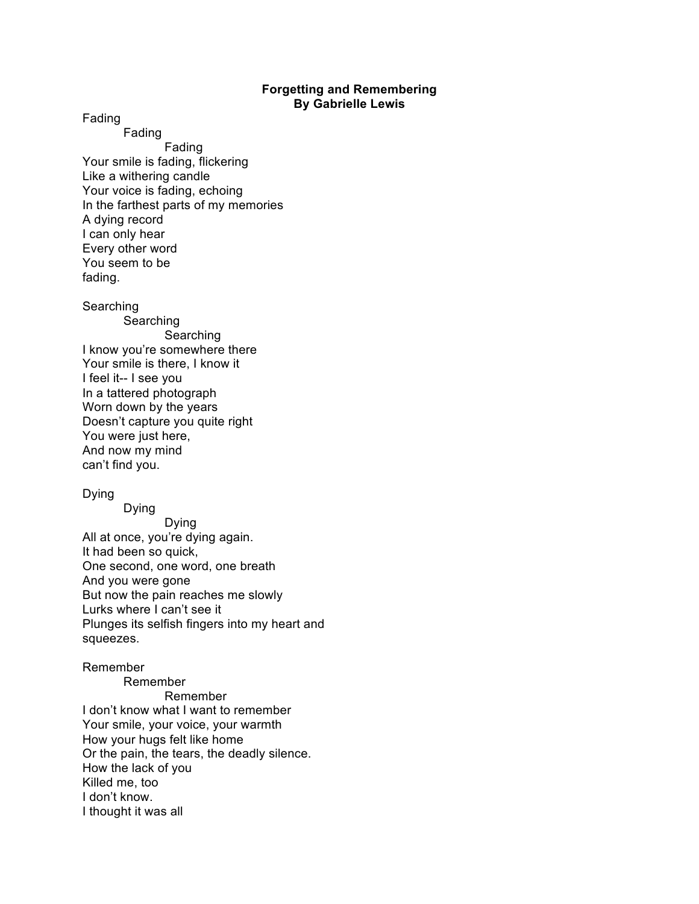**Forgetting and Remembering**
**By Gabrielle Lewis**

Fading
&nbsp;&nbsp;&nbsp;&nbsp;&nbsp;&nbsp;&nbsp;&nbsp;Fading
&nbsp;&nbsp;&nbsp;&nbsp;&nbsp;&nbsp;&nbsp;&nbsp;&nbsp;&nbsp;&nbsp;&nbsp;&nbsp;&nbsp;&nbsp;&nbsp;Fading
Your smile is fading, flickering
Like a withering candle
Your voice is fading, echoing
In the farthest parts of my memories
A dying record
I can only hear
Every other word
You seem to be
fading.

Searching
&nbsp;&nbsp;&nbsp;&nbsp;&nbsp;&nbsp;&nbsp;&nbsp;Searching
&nbsp;&nbsp;&nbsp;&nbsp;&nbsp;&nbsp;&nbsp;&nbsp;&nbsp;&nbsp;&nbsp;&nbsp;&nbsp;&nbsp;&nbsp;&nbsp;Searching
I know you're somewhere there
Your smile is there, I know it
I feel it-- I see you
In a tattered photograph
Worn down by the years
Doesn't capture you quite right
You were just here,
And now my mind
can't find you.

Dying
&nbsp;&nbsp;&nbsp;&nbsp;&nbsp;&nbsp;&nbsp;&nbsp;Dying
&nbsp;&nbsp;&nbsp;&nbsp;&nbsp;&nbsp;&nbsp;&nbsp;&nbsp;&nbsp;&nbsp;&nbsp;&nbsp;&nbsp;&nbsp;&nbsp;Dying
All at once, you're dying again.
It had been so quick,
One second, one word, one breath
And you were gone
But now the pain reaches me slowly
Lurks where I can't see it
Plunges its selfish fingers into my heart and
squeezes.

Remember
&nbsp;&nbsp;&nbsp;&nbsp;&nbsp;&nbsp;&nbsp;&nbsp;Remember
&nbsp;&nbsp;&nbsp;&nbsp;&nbsp;&nbsp;&nbsp;&nbsp;&nbsp;&nbsp;&nbsp;&nbsp;&nbsp;&nbsp;&nbsp;&nbsp;Remember
I don't know what I want to remember
Your smile, your voice, your warmth
How your hugs felt like home
Or the pain, the tears, the deadly silence.
How the lack of you
Killed me, too
I don't know.
I thought it was all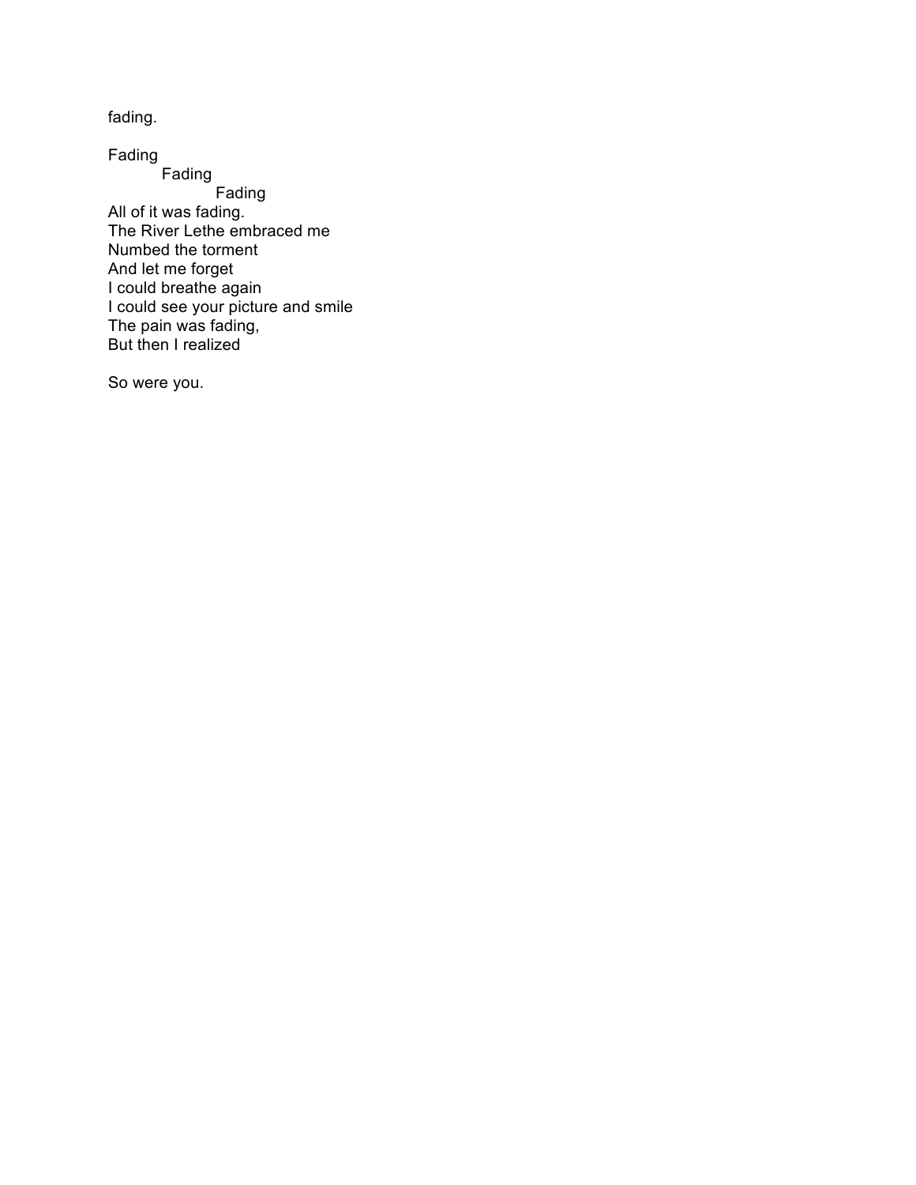fading.

Fading
&nbsp;&nbsp;&nbsp;&nbsp;&nbsp;&nbsp;&nbsp;&nbsp;&nbsp;&nbsp;&nbsp;&nbsp;Fading
&nbsp;&nbsp;&nbsp;&nbsp;&nbsp;&nbsp;&nbsp;&nbsp;&nbsp;&nbsp;&nbsp;&nbsp;&nbsp;&nbsp;&nbsp;&nbsp;&nbsp;&nbsp;&nbsp;&nbsp;&nbsp;&nbsp;&nbsp;&nbsp;Fading
All of it was fading.
The River Lethe embraced me
Numbed the torment
And let me forget
I could breathe again
I could see your picture and smile
The pain was fading,
But then I realized

So were you.